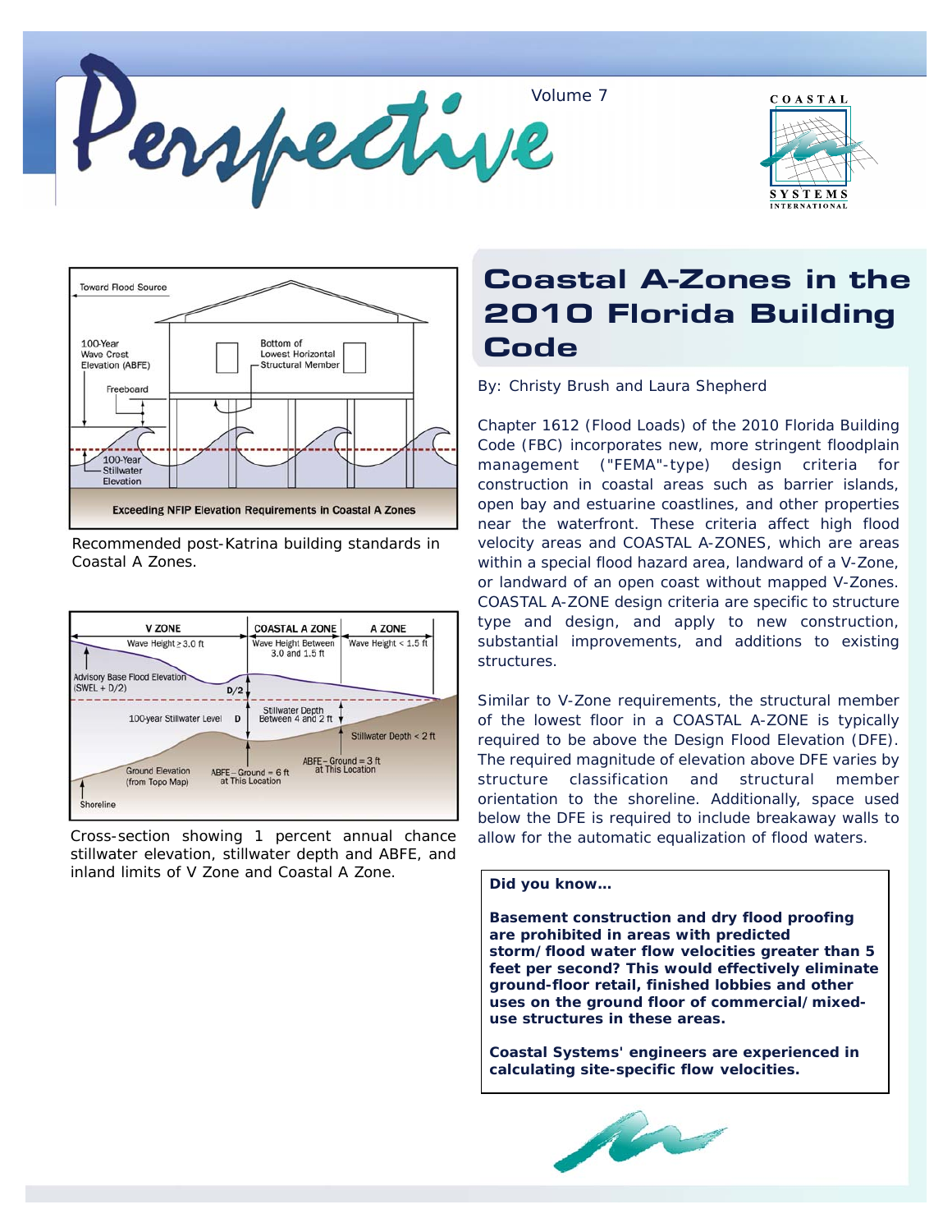# Perspective

Volume 7

## Coastal A-Zones in the 2010 Florida Building Code

By: Christy Brush and Laura Shepherd

Chapter 1612 (Flood Loads) of the 2010 Florida Building Code (FBC) incorporates new, more stringent floodplain management ("FEMA"-type) design criteria for construction in coastal areas such as barrier islands, open bay and estuarine coastlines, and other properties near the waterfront. These criteria affect high flood velocity areas and COASTAL A-ZONES, which are areas within a special flood hazard area, landward of a V-Zone, or landward of an open coast without mapped V-Zones. COASTAL A-ZONE design criteria are specific to structure type and design, and apply to new construction, substantial improvements, and additions to existing structures.

Similar to V-Zone requirements, the structural member of the lowest floor in a COASTAL A-ZONE is typically required to be above the Design Flood Elevation (DFE). The required magnitude of elevation above DFE varies by structure classification and structural member orientation to the shoreline. Additionally, space used below the DFE is required to include breakaway walls to allow for the automatic equalization of flood waters.

Recommended post-Katrina building standards in Coastal A Zones.

Cross-section showing 1 percent annual chance stillwater elevation, stillwater depth and ABFE, and inland limits of V Zone and Coastal A Zone.

**Did you know…**

**Basement construction and dry flood proofing are prohibited in areas with predicted storm/flood water flow velocities greater than 5 feet per second? This would effectively eliminate ground-floor retail, finished lobbies and other uses on the ground floor of commercial/mixed-use structures in these areas.**

**Coastal Systems' engineers are experienced in calculating site-specific flow velocities.**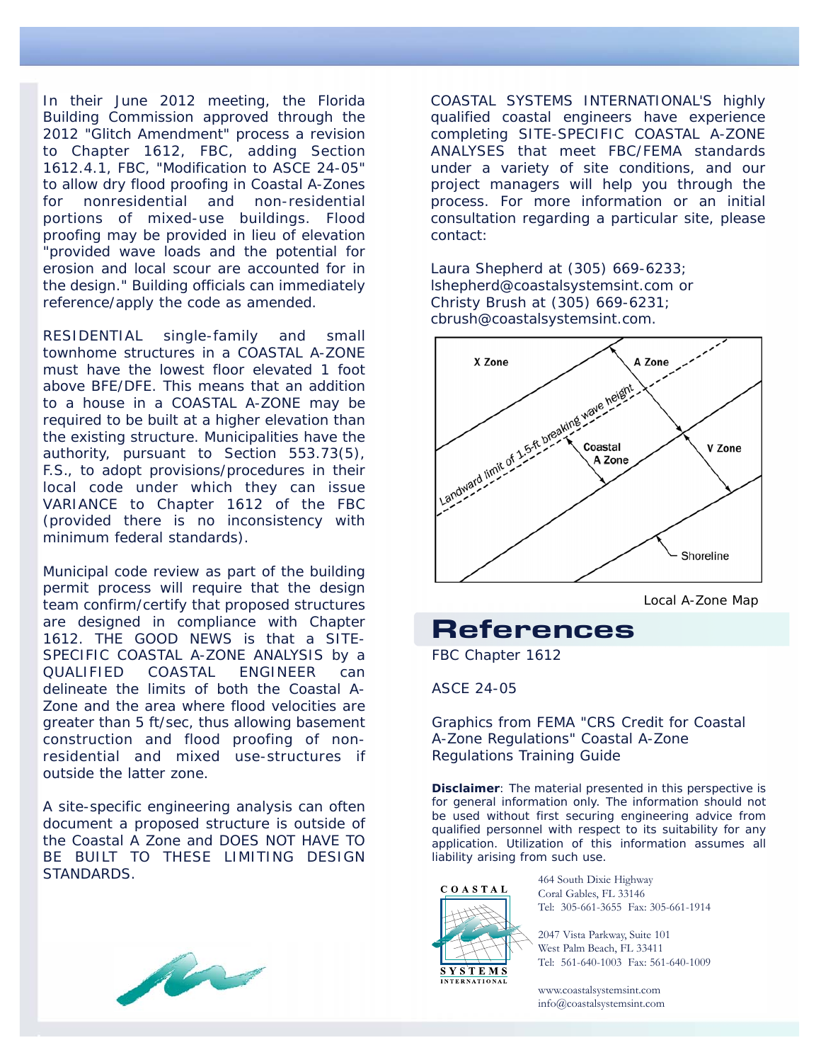In their June 2012 meeting, the Florida Building Commission approved through the 2012 "Glitch Amendment" process a revision to Chapter 1612, FBC, adding Section 1612.4.1, FBC, "Modification to ASCE 24-05" to allow dry flood proofing in Coastal A-Zones for nonresidential and non-residential portions of mixed-use buildings. Flood proofing may be provided in lieu of elevation "provided wave loads and the potential for erosion and local scour are accounted for in the design." Building officials can immediately reference/apply the code as amended.

RESIDENTIAL single-family and small townhome structures in a COASTAL A-ZONE must have the lowest floor elevated 1 foot above BFE/DFE. This means that an addition to a house in a COASTAL A-ZONE may be required to be built at a higher elevation than the existing structure. Municipalities have the authority, pursuant to Section 553.73(5), F.S., to adopt provisions/procedures in their local code under which they can issue VARIANCE to Chapter 1612 of the FBC (provided there is no inconsistency with minimum federal standards).

Municipal code review as part of the building permit process will require that the design team confirm/certify that proposed structures are designed in compliance with Chapter 1612. THE GOOD NEWS is that a SITE-SPECIFIC COASTAL A-ZONE ANALYSIS by a QUALIFIED COASTAL ENGINEER can delineate the limits of both the Coastal A-Zone and the area where flood velocities are greater than 5 ft/sec, thus allowing basement construction and flood proofing of non-residential and mixed use-structures if outside the latter zone.

A site-specific engineering analysis can often document a proposed structure is outside of the Coastal A Zone and DOES NOT HAVE TO BE BUILT TO THESE LIMITING DESIGN STANDARDS.

COASTAL SYSTEMS INTERNATIONAL'S highly qualified coastal engineers have experience completing SITE-SPECIFIC COASTAL A-ZONE ANALYSES that meet FBC/FEMA standards under a variety of site conditions, and our project managers will help you through the process. For more information or an initial consultation regarding a particular site, please contact:

Laura Shepherd at (305) 669-6233; lshepherd@coastalsystemsint.com or Christy Brush at (305) 669-6231; cbrush@coastalsystemsint.com.

X Zone
A Zone
Landward limit of 1.5-ft breaking wave height
Coastal A Zone
V Zone
Shoreline

Local A-Zone Map

## References

FBC Chapter 1612

ASCE 24-05

Graphics from FEMA "CRS Credit for Coastal A-Zone Regulations" Coastal A-Zone Regulations Training Guide

**Disclaimer**: The material presented in this perspective is for general information only. The information should not be used without first securing engineering advice from qualified personnel with respect to its suitability for any application. Utilization of this information assumes all liability arising from such use.

COASTAL SYSTEMS INTERNATIONAL

464 South Dixie Highway
Coral Gables, FL 33146
Tel: 305-661-3655 Fax: 305-661-1914

2047 Vista Parkway, Suite 101
West Palm Beach, FL 33411
Tel: 561-640-1003 Fax: 561-640-1009

www.coastalsystemsint.com
info@coastalsystemsint.com